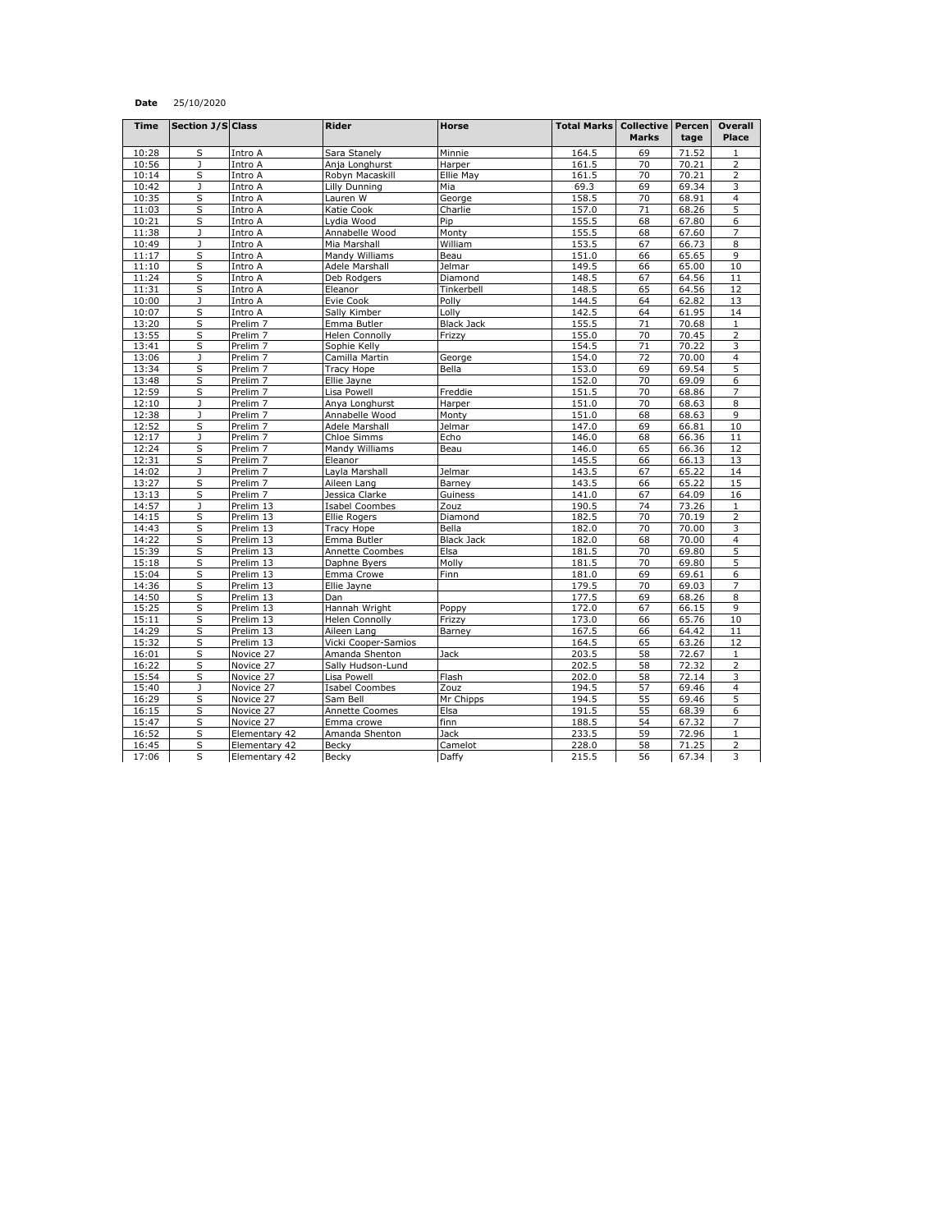**Date** 25/10/2020

| Time | Section J/S | Class | Rider | Horse | Total Marks | Collective Marks | Percentage | Overall Place |
|---|---|---|---|---|---|---|---|---|
| 10:28 | S | Intro A | Sara Stanely | Minnie | 164.5 | 69 | 71.52 | 1 |
| 10:56 | J | Intro A | Anja Longhurst | Harper | 161.5 | 70 | 70.21 | 2 |
| 10:14 | S | Intro A | Robyn Macaskill | Ellie May | 161.5 | 70 | 70.21 | 2 |
| 10:42 | J | Intro A | Lilly Dunning | Mia | 69.3 | 69 | 69.34 | 3 |
| 10:35 | S | Intro A | Lauren W | George | 158.5 | 70 | 68.91 | 4 |
| 11:03 | S | Intro A | Katie Cook | Charlie | 157.0 | 71 | 68.26 | 5 |
| 10:21 | S | Intro A | Lydia Wood | Pip | 155.5 | 68 | 67.80 | 6 |
| 11:38 | J | Intro A | Annabelle Wood | Monty | 155.5 | 68 | 67.60 | 7 |
| 10:49 | J | Intro A | Mia Marshall | William | 153.5 | 67 | 66.73 | 8 |
| 11:17 | S | Intro A | Mandy Williams | Beau | 151.0 | 66 | 65.65 | 9 |
| 11:10 | S | Intro A | Adele Marshall | Jelmar | 149.5 | 66 | 65.00 | 10 |
| 11:24 | S | Intro A | Deb Rodgers | Diamond | 148.5 | 67 | 64.56 | 11 |
| 11:31 | S | Intro A | Eleanor | Tinkerbell | 148.5 | 65 | 64.56 | 12 |
| 10:00 | J | Intro A | Evie Cook | Polly | 144.5 | 64 | 62.82 | 13 |
| 10:07 | S | Intro A | Sally Kimber | Lolly | 142.5 | 64 | 61.95 | 14 |
| 13:20 | S | Prelim 7 | Emma Butler | Black Jack | 155.5 | 71 | 70.68 | 1 |
| 13:55 | S | Prelim 7 | Helen Connolly | Frizzy | 155.0 | 70 | 70.45 | 2 |
| 13:41 | S | Prelim 7 | Sophie Kelly | | 154.5 | 71 | 70.22 | 3 |
| 13:06 | J | Prelim 7 | Camilla Martin | George | 154.0 | 72 | 70.00 | 4 |
| 13:34 | S | Prelim 7 | Tracy Hope | Bella | 153.0 | 69 | 69.54 | 5 |
| 13:48 | S | Prelim 7 | Ellie Jayne | | 152.0 | 70 | 69.09 | 6 |
| 12:59 | S | Prelim 7 | Lisa Powell | Freddie | 151.5 | 70 | 68.86 | 7 |
| 12:10 | J | Prelim 7 | Anya Longhurst | Harper | 151.0 | 70 | 68.63 | 8 |
| 12:38 | J | Prelim 7 | Annabelle Wood | Monty | 151.0 | 68 | 68.63 | 9 |
| 12:52 | S | Prelim 7 | Adele Marshall | Jelmar | 147.0 | 69 | 66.81 | 10 |
| 12:17 | J | Prelim 7 | Chloe Simms | Echo | 146.0 | 68 | 66.36 | 11 |
| 12:24 | S | Prelim 7 | Mandy Williams | Beau | 146.0 | 65 | 66.36 | 12 |
| 12:31 | S | Prelim 7 | Eleanor | | 145.5 | 66 | 66.13 | 13 |
| 14:02 | J | Prelim 7 | Layla Marshall | Jelmar | 143.5 | 67 | 65.22 | 14 |
| 13:27 | S | Prelim 7 | Aileen Lang | Barney | 143.5 | 66 | 65.22 | 15 |
| 13:13 | S | Prelim 7 | Jessica Clarke | Guiness | 141.0 | 67 | 64.09 | 16 |
| 14:57 | J | Prelim 13 | Isabel Coombes | Zouz | 190.5 | 74 | 73.26 | 1 |
| 14:15 | S | Prelim 13 | Ellie Rogers | Diamond | 182.5 | 70 | 70.19 | 2 |
| 14:43 | S | Prelim 13 | Tracy Hope | Bella | 182.0 | 70 | 70.00 | 3 |
| 14:22 | S | Prelim 13 | Emma Butler | Black Jack | 182.0 | 68 | 70.00 | 4 |
| 15:39 | S | Prelim 13 | Annette Coombes | Elsa | 181.5 | 70 | 69.80 | 5 |
| 15:18 | S | Prelim 13 | Daphne Byers | Molly | 181.5 | 70 | 69.80 | 5 |
| 15:04 | S | Prelim 13 | Emma Crowe | Finn | 181.0 | 69 | 69.61 | 6 |
| 14:36 | S | Prelim 13 | Ellie Jayne | | 179.5 | 70 | 69.03 | 7 |
| 14:50 | S | Prelim 13 | Dan | | 177.5 | 69 | 68.26 | 8 |
| 15:25 | S | Prelim 13 | Hannah Wright | Poppy | 172.0 | 67 | 66.15 | 9 |
| 15:11 | S | Prelim 13 | Helen Connolly | Frizzy | 173.0 | 66 | 65.76 | 10 |
| 14:29 | S | Prelim 13 | Aileen Lang | Barney | 167.5 | 66 | 64.42 | 11 |
| 15:32 | S | Prelim 13 | Vicki Cooper-Samios | | 164.5 | 65 | 63.26 | 12 |
| 16:01 | S | Novice 27 | Amanda Shenton | Jack | 203.5 | 58 | 72.67 | 1 |
| 16:22 | S | Novice 27 | Sally Hudson-Lund | | 202.5 | 58 | 72.32 | 2 |
| 15:54 | S | Novice 27 | Lisa Powell | Flash | 202.0 | 58 | 72.14 | 3 |
| 15:40 | J | Novice 27 | Isabel Coombes | Zouz | 194.5 | 57 | 69.46 | 4 |
| 16:29 | S | Novice 27 | Sam Bell | Mr Chipps | 194.5 | 55 | 69.46 | 5 |
| 16:15 | S | Novice 27 | Annette Coomes | Elsa | 191.5 | 55 | 68.39 | 6 |
| 15:47 | S | Novice 27 | Emma crowe | finn | 188.5 | 54 | 67.32 | 7 |
| 16:52 | S | Elementary 42 | Amanda Shenton | Jack | 233.5 | 59 | 72.96 | 1 |
| 16:45 | S | Elementary 42 | Becky | Camelot | 228.0 | 58 | 71.25 | 2 |
| 17:06 | S | Elementary 42 | Becky | Daffy | 215.5 | 56 | 67.34 | 3 |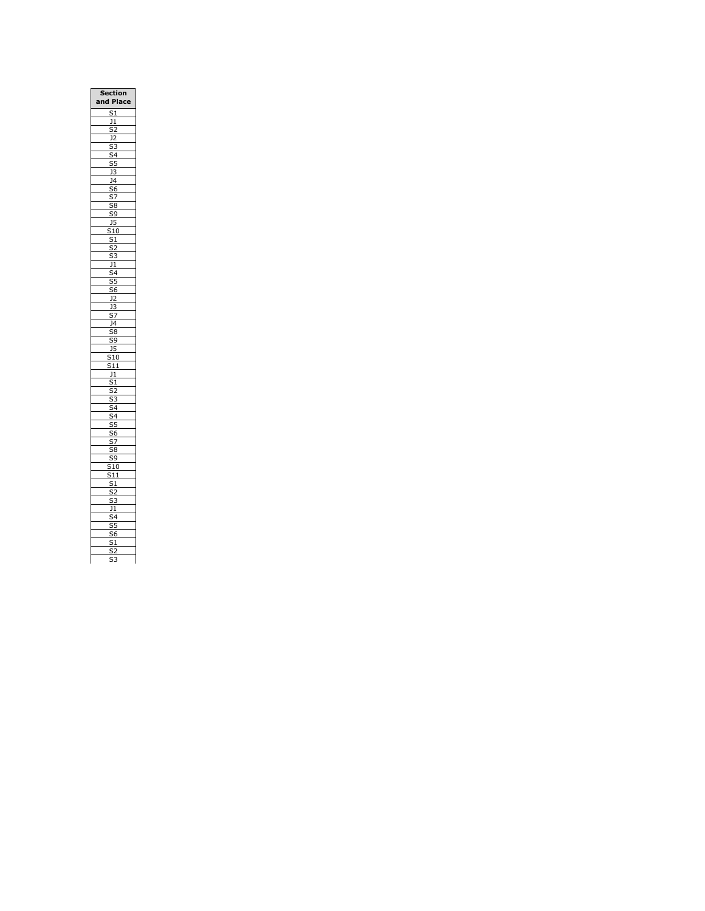| Section and Place |
|---|
| S1 |
| J1 |
| S2 |
| J2 |
| S3 |
| S4 |
| S5 |
| J3 |
| J4 |
| S6 |
| S7 |
| S8 |
| S9 |
| J5 |
| S10 |
| S1 |
| S2 |
| S3 |
| J1 |
| S4 |
| S5 |
| S6 |
| J2 |
| J3 |
| S7 |
| J4 |
| S8 |
| S9 |
| J5 |
| S10 |
| S11 |
| J1 |
| S1 |
| S2 |
| S3 |
| S4 |
| S4 |
| S5 |
| S6 |
| S7 |
| S8 |
| S9 |
| S10 |
| S11 |
| S1 |
| S2 |
| S3 |
| J1 |
| S4 |
| S5 |
| S6 |
| S1 |
| S2 |
| S3 |